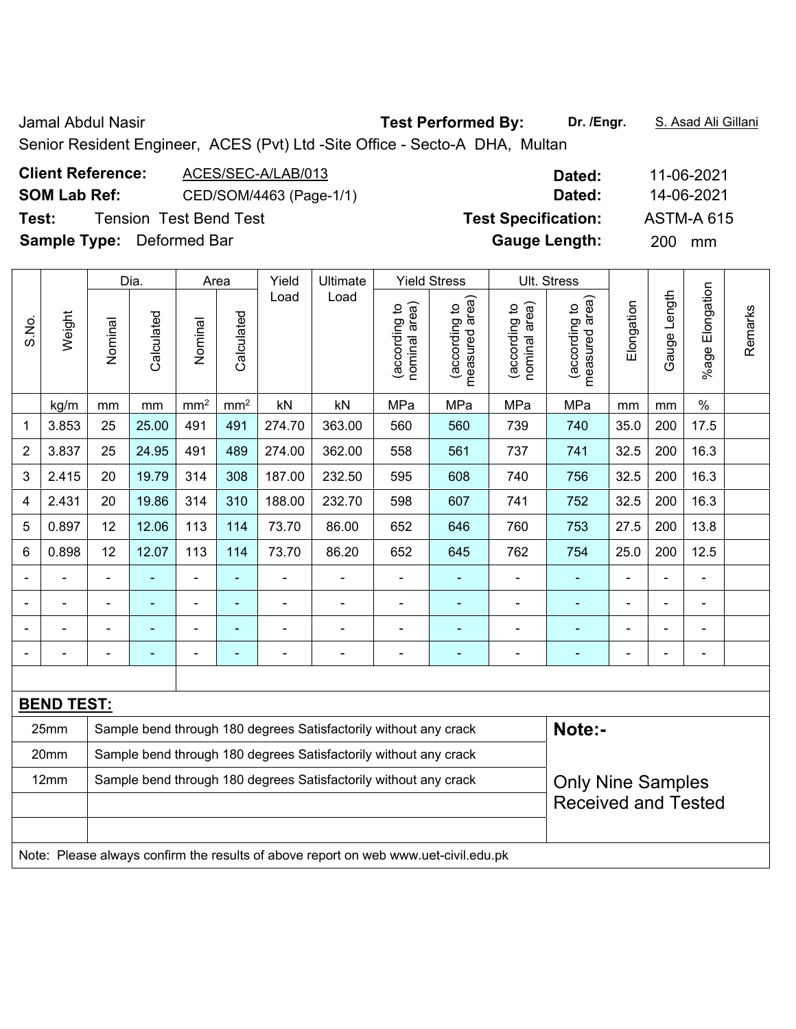Jamal Abdul Nasir **Test Performed By:** **Dr. /Engr.** S. Asad Ali Gillani

Senior Resident Engineer, ACES (Pvt) Ltd -Site Office - Secto-A DHA, Multan

**Client Reference:** ACES/SEC-A/LAB/013 **Dated:** 11-06-2021

**SOM Lab Ref:** CED/SOM/4463 (Page-1/1) **Dated:** 14-06-2021

**Test:** Tension Test Bend Test **Test Specification:** ASTM-A 615

**Sample Type:** Deformed Bar **Gauge Length:** 200 mm

| S.No. | Weight | Dia. | | Area | | Yield Load | Ultimate Load | Yield Stress | | Ult. Stress | | Elongation | Gauge Length | %age Elongation | Remarks |
|---|---|---|---|---|---|---|---|---|---|---|---|---|---|---|---|
| | | Nominal | Calculated | Nominal | Calculated | | | (according to nominal area) | (according to measured area) | (according to nominal area) | (according to measured area) | | | | |
| | kg/m | mm | mm | $mm^2$ | $mm^2$ | kN | kN | MPa | MPa | MPa | MPa | mm | mm | % | |
| 1 | 3.853 | 25 | 25.00 | 491 | 491 | 274.70 | 363.00 | 560 | 560 | 739 | 740 | 35.0 | 200 | 17.5 | |
| 2 | 3.837 | 25 | 24.95 | 491 | 489 | 274.00 | 362.00 | 558 | 561 | 737 | 741 | 32.5 | 200 | 16.3 | |
| 3 | 2.415 | 20 | 19.79 | 314 | 308 | 187.00 | 232.50 | 595 | 608 | 740 | 756 | 32.5 | 200 | 16.3 | |
| 4 | 2.431 | 20 | 19.86 | 314 | 310 | 188.00 | 232.70 | 598 | 607 | 741 | 752 | 32.5 | 200 | 16.3 | |
| 5 | 0.897 | 12 | 12.06 | 113 | 114 | 73.70 | 86.00 | 652 | 646 | 760 | 753 | 27.5 | 200 | 13.8 | |
| 6 | 0.898 | 12 | 12.07 | 113 | 114 | 73.70 | 86.20 | 652 | 645 | 762 | 754 | 25.0 | 200 | 12.5 | |
| - | - | - | - | - | - | - | - | - | - | - | - | - | - | - | |
| - | - | - | - | - | - | - | - | - | - | - | - | - | - | - | |
| - | - | - | - | - | - | - | - | - | - | - | - | - | - | - | |
| - | - | - | - | - | - | - | - | - | - | - | - | - | - | - | |

**BEND TEST:**

| Size | Result |
|---|---|
| 25mm | Sample bend through 180 degrees Satisfactorily without any crack |
| 20mm | Sample bend through 180 degrees Satisfactorily without any crack |
| 12mm | Sample bend through 180 degrees Satisfactorily without any crack |

**Note:-**

Only Nine Samples Received and Tested

Note: Please always confirm the results of above report on web www.uet-civil.edu.pk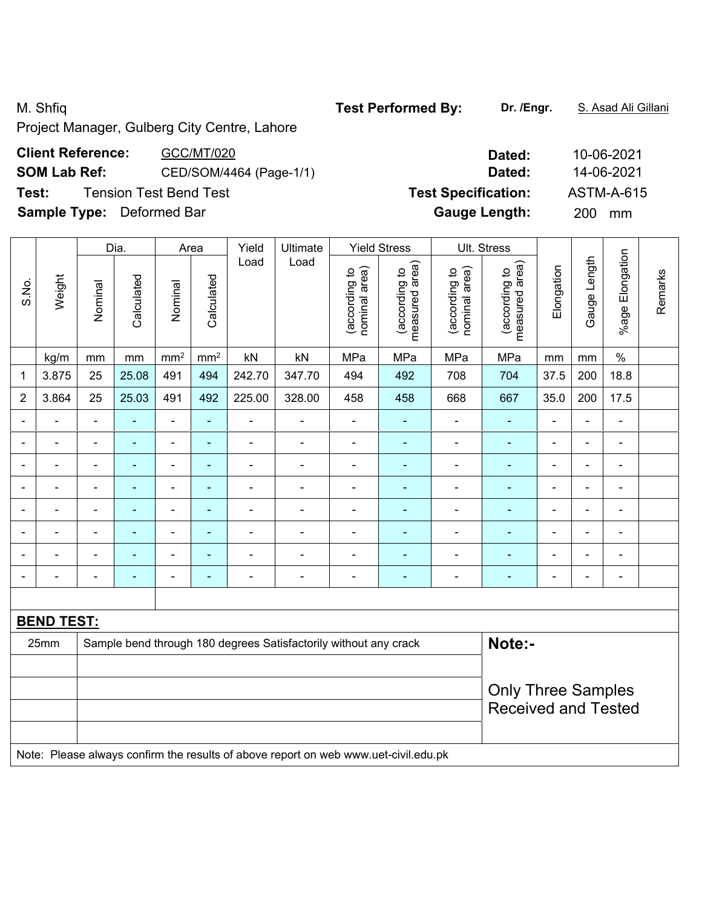M. Shfiq

Project Manager, Gulberg City Centre, Lahore

**Test Performed By:** **Dr. /Engr.** S. Asad Ali Gillani

**Client Reference:** GCC/MT/020 **Dated:** 10-06-2021

**SOM Lab Ref:** CED/SOM/4464 (Page-1/1) **Dated:** 14-06-2021

**Test:** Tension Test Bend Test **Test Specification:** ASTM-A-615

**Sample Type:** Deformed Bar **Gauge Length:** 200 mm

| S.No. | Weight | Dia. | | Area | | Yield Load | Ultimate Load | Yield Stress | | Ult. Stress | | Elongation | Gauge Length | %age Elongation | Remarks |
|---|---|---|---|---|---|---|---|---|---|---|---|---|---|---|---|
| | | Nominal | Calculated | Nominal | Calculated | | | (according to nominal area) | (according to measured area) | (according to nominal area) | (according to measured area) | | | | |
| | kg/m | mm | mm | mm² | mm² | kN | kN | MPa | MPa | MPa | MPa | mm | mm | % | |
| 1 | 3.875 | 25 | 25.08 | 491 | 494 | 242.70 | 347.70 | 494 | 492 | 708 | 704 | 37.5 | 200 | 18.8 | |
| 2 | 3.864 | 25 | 25.03 | 491 | 492 | 225.00 | 328.00 | 458 | 458 | 668 | 667 | 35.0 | 200 | 17.5 | |
| - | - | - | - | - | - | - | - | - | - | - | - | - | - | - | |
| - | - | - | - | - | - | - | - | - | - | - | - | - | - | - | |
| - | - | - | - | - | - | - | - | - | - | - | - | - | - | - | |
| - | - | - | - | - | - | - | - | - | - | - | - | - | - | - | |
| - | - | - | - | - | - | - | - | - | - | - | - | - | - | - | |
| - | - | - | - | - | - | - | - | - | - | - | - | - | - | - | |
| - | - | - | - | - | - | - | - | - | - | - | - | - | - | - | |
| - | - | - | - | - | - | - | - | - | - | - | - | - | - | - | |

**BEND TEST:**

| | | |
|---|---|---|
| 25mm | Sample bend through 180 degrees Satisfactorily without any crack | **Note:-** |
| | | Only Three Samples Received and Tested |

Note: Please always confirm the results of above report on web www.uet-civil.edu.pk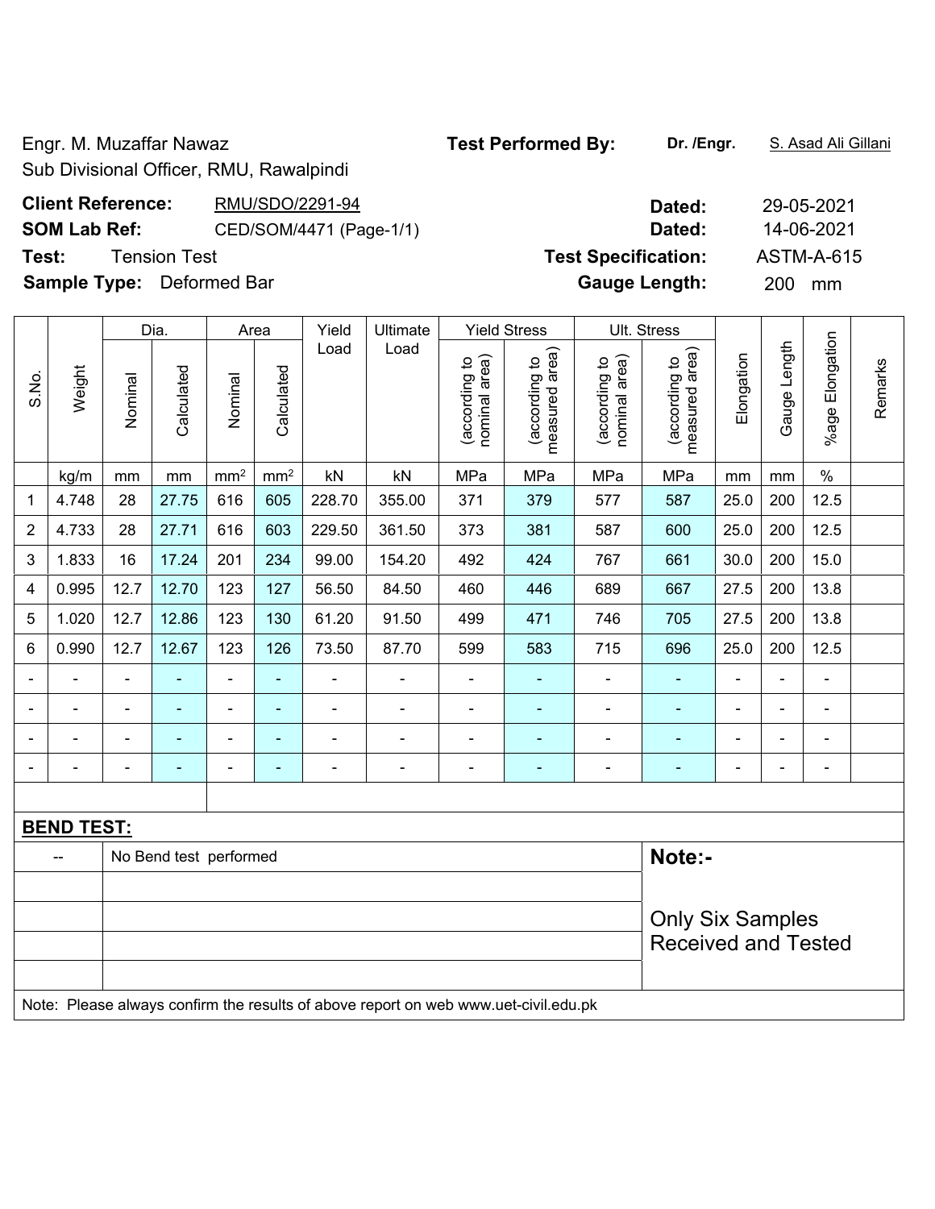Engr. M. Muzaffar Nawaz
Sub Divisional Officer, RMU, Rawalpindi

**Test Performed By:** **Dr. /Engr.** S. Asad Ali Gillani

**Client Reference:** RMU/SDO/2291-94 **Dated:** 29-05-2021

**SOM Lab Ref:** CED/SOM/4471 (Page-1/1) **Dated:** 14-06-2021

**Test:** Tension Test **Test Specification:** ASTM-A-615

**Sample Type:** Deformed Bar **Gauge Length:** 200 mm

| S.No. | Weight | Dia. | | Area | | Yield Load | Ultimate Load | Yield Stress | | Ult. Stress | | Elongation | Gauge Length | %age Elongation | Remarks |
|---|---|---|---|---|---|---|---|---|---|---|---|---|---|---|---|
| | | Nominal | Calculated | Nominal | Calculated | | | (according to nominal area) | (according to measured area) | (according to nominal area) | (according to measured area) | | | | |
| | kg/m | mm | mm | mm² | mm² | kN | kN | MPa | MPa | MPa | MPa | mm | mm | % | |
| 1 | 4.748 | 28 | 27.75 | 616 | 605 | 228.70 | 355.00 | 371 | 379 | 577 | 587 | 25.0 | 200 | 12.5 | |
| 2 | 4.733 | 28 | 27.71 | 616 | 603 | 229.50 | 361.50 | 373 | 381 | 587 | 600 | 25.0 | 200 | 12.5 | |
| 3 | 1.833 | 16 | 17.24 | 201 | 234 | 99.00 | 154.20 | 492 | 424 | 767 | 661 | 30.0 | 200 | 15.0 | |
| 4 | 0.995 | 12.7 | 12.70 | 123 | 127 | 56.50 | 84.50 | 460 | 446 | 689 | 667 | 27.5 | 200 | 13.8 | |
| 5 | 1.020 | 12.7 | 12.86 | 123 | 130 | 61.20 | 91.50 | 499 | 471 | 746 | 705 | 27.5 | 200 | 13.8 | |
| 6 | 0.990 | 12.7 | 12.67 | 123 | 126 | 73.50 | 87.70 | 599 | 583 | 715 | 696 | 25.0 | 200 | 12.5 | |
| - | - | - | - | - | - | - | - | - | - | - | - | - | - | - | |
| - | - | - | - | - | - | - | - | - | - | - | - | - | - | - | |
| - | - | - | - | - | - | - | - | - | - | - | - | - | - | - | |
| - | - | - | - | - | - | - | - | - | - | - | - | - | - | - | |

**BEND TEST:**

| | | |
|---|---|---|
| -- | No Bend test performed | **Note:-** Only Six Samples Received and Tested |

Note: Please always confirm the results of above report on web www.uet-civil.edu.pk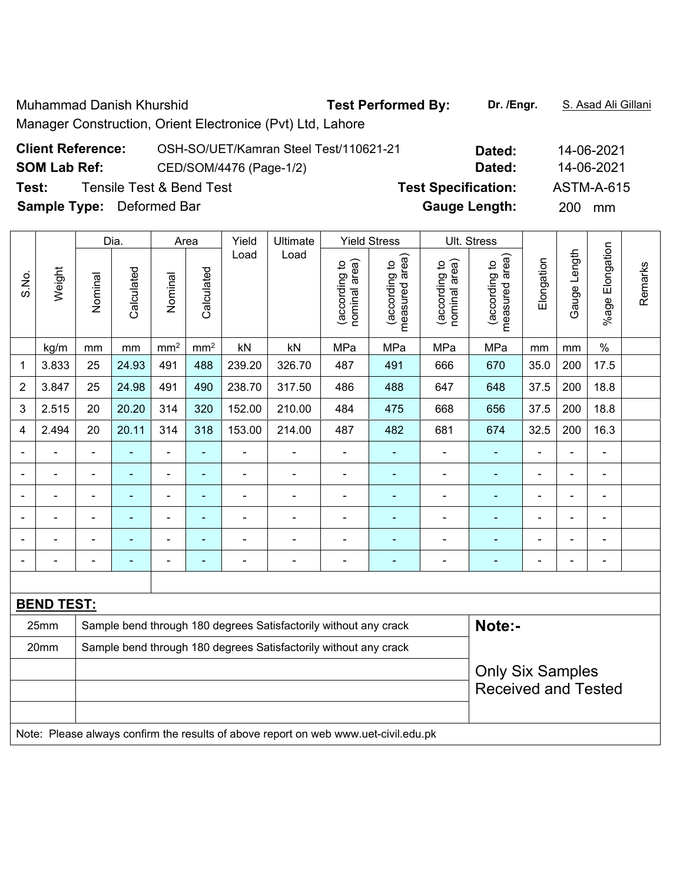Muhammad Danish Khurshid

Manager Construction, Orient Electronice (Pvt) Ltd, Lahore

**Test Performed By:** **Dr. /Engr.** S. Asad Ali Gillani

**Client Reference:** OSH-SO/UET/Kamran Steel Test/110621-21 **Dated:** 14-06-2021

**SOM Lab Ref:** CED/SOM/4476 (Page-1/2) **Dated:** 14-06-2021

**Test:** Tensile Test & Bend Test **Test Specification:** ASTM-A-615

**Sample Type:** Deformed Bar **Gauge Length:** 200 mm

| S.No. | Weight | Dia. | | Area | | Yield Load | Ultimate Load | Yield Stress | | Ult. Stress | | Elongation | Gauge Length | %age Elongation | Remarks |
|---|---|---|---|---|---|---|---|---|---|---|---|---|---|---|---|
| | | Nominal | Calculated | Nominal | Calculated | | | (according to nominal area) | (according to measured area) | (according to nominal area) | (according to measured area) | | | | |
| | kg/m | mm | mm | mm² | mm² | kN | kN | MPa | MPa | MPa | MPa | mm | mm | % | |
| 1 | 3.833 | 25 | 24.93 | 491 | 488 | 239.20 | 326.70 | 487 | 491 | 666 | 670 | 35.0 | 200 | 17.5 | |
| 2 | 3.847 | 25 | 24.98 | 491 | 490 | 238.70 | 317.50 | 486 | 488 | 647 | 648 | 37.5 | 200 | 18.8 | |
| 3 | 2.515 | 20 | 20.20 | 314 | 320 | 152.00 | 210.00 | 484 | 475 | 668 | 656 | 37.5 | 200 | 18.8 | |
| 4 | 2.494 | 20 | 20.11 | 314 | 318 | 153.00 | 214.00 | 487 | 482 | 681 | 674 | 32.5 | 200 | 16.3 | |
| - | - | - | - | - | - | - | - | - | - | - | - | - | - | - | |
| - | - | - | - | - | - | - | - | - | - | - | - | - | - | - | |
| - | - | - | - | - | - | - | - | - | - | - | - | - | - | - | |
| - | - | - | - | - | - | - | - | - | - | - | - | - | - | - | |
| - | - | - | - | - | - | - | - | - | - | - | - | - | - | - | |
| - | - | - | - | - | - | - | - | - | - | - | - | - | - | - | |

**BEND TEST:**

| | |
|---|---|
| 25mm | Sample bend through 180 degrees Satisfactorily without any crack |
| 20mm | Sample bend through 180 degrees Satisfactorily without any crack |

**Note:-**

Only Six Samples Received and Tested

Note: Please always confirm the results of above report on web www.uet-civil.edu.pk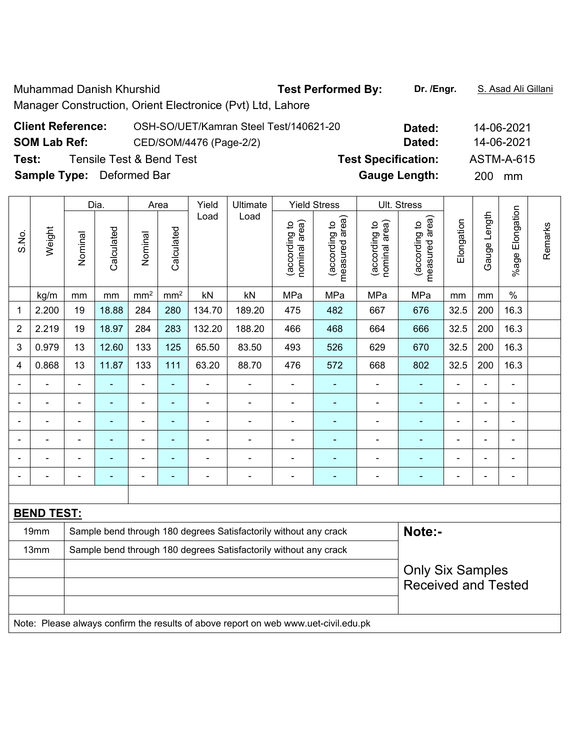Muhammad Danish Khurshid

Manager Construction, Orient Electronice (Pvt) Ltd, Lahore

**Test Performed By:** **Dr. /Engr.** S. Asad Ali Gillani

**Client Reference:** OSH-SO/UET/Kamran Steel Test/140621-20 **Dated:** 14-06-2021

**SOM Lab Ref:** CED/SOM/4476 (Page-2/2) **Dated:** 14-06-2021

**Test:** Tensile Test & Bend Test **Test Specification:** ASTM-A-615

**Sample Type:** Deformed Bar **Gauge Length:** 200 mm

| S.No. | Weight | Dia. | | Area | | Yield Load | Ultimate Load | Yield Stress | | Ult. Stress | | Elongation | Gauge Length | %age Elongation | Remarks |
|---|---|---|---|---|---|---|---|---|---|---|---|---|---|---|---|
| | | Nominal | Calculated | Nominal | Calculated | | | (according to nominal area) | (according to measured area) | (according to nominal area) | (according to measured area) | | | | |
| | kg/m | mm | mm | mm² | mm² | kN | kN | MPa | MPa | MPa | MPa | mm | mm | % | |
| 1 | 2.200 | 19 | 18.88 | 284 | 280 | 134.70 | 189.20 | 475 | 482 | 667 | 676 | 32.5 | 200 | 16.3 | |
| 2 | 2.219 | 19 | 18.97 | 284 | 283 | 132.20 | 188.20 | 466 | 468 | 664 | 666 | 32.5 | 200 | 16.3 | |
| 3 | 0.979 | 13 | 12.60 | 133 | 125 | 65.50 | 83.50 | 493 | 526 | 629 | 670 | 32.5 | 200 | 16.3 | |
| 4 | 0.868 | 13 | 11.87 | 133 | 111 | 63.20 | 88.70 | 476 | 572 | 668 | 802 | 32.5 | 200 | 16.3 | |
| - | - | - | - | - | - | - | - | - | - | - | - | - | - | - | |
| - | - | - | - | - | - | - | - | - | - | - | - | - | - | - | |
| - | - | - | - | - | - | - | - | - | - | - | - | - | - | - | |
| - | - | - | - | - | - | - | - | - | - | - | - | - | - | - | |
| - | - | - | - | - | - | - | - | - | - | - | - | - | - | - | |
| - | - | - | - | - | - | - | - | - | - | - | - | - | - | - | |

**BEND TEST:**

| Size | Result | Note |
|---|---|---|
| 19mm | Sample bend through 180 degrees Satisfactorily without any crack | **Note:-** |
| 13mm | Sample bend through 180 degrees Satisfactorily without any crack | Only Six Samples Received and Tested |

Note: Please always confirm the results of above report on web www.uet-civil.edu.pk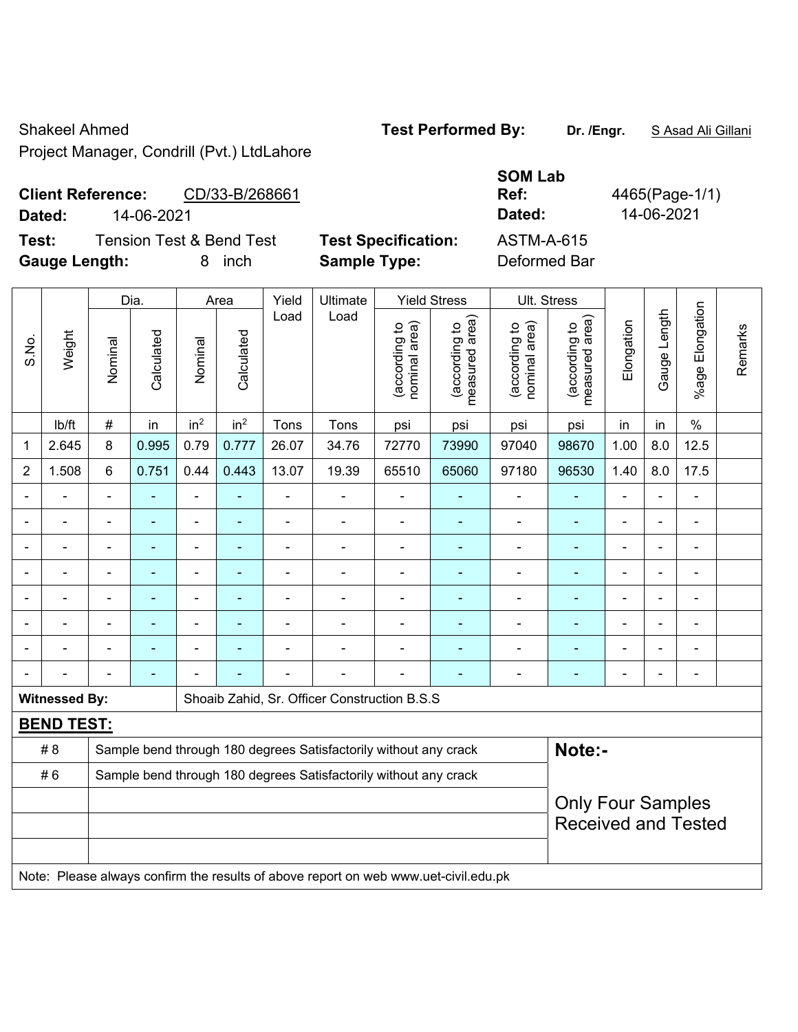Shakeel Ahmed

Project Manager, Condrill (Pvt.) LtdLahore

**Test Performed By:** **Dr. /Engr.** S Asad Ali Gillani

**Client Reference:** CD/33-B/268661

**Dated:** 14-06-2021

**SOM Lab Ref:** 4465(Page-1/1)

**Dated:** 14-06-2021

**Test:** Tension Test & Bend Test

**Test Specification:** ASTM-A-615

**Gauge Length:** 8 inch

**Sample Type:** Deformed Bar

| S.No. | Weight | Dia. | | Area | | Yield Load | Ultimate Load | Yield Stress | | Ult. Stress | | Elongation | Gauge Length | %age Elongation | Remarks |
|---|---|---|---|---|---|---|---|---|---|---|---|---|---|---|---|
| | | Nominal | Calculated | Nominal | Calculated | | | (according to nominal area) | (according to measured area) | (according to nominal area) | (according to measured area) | | | | |
| | lb/ft | # | in | $in^2$ | $in^2$ | Tons | Tons | psi | psi | psi | psi | in | in | % | |
| 1 | 2.645 | 8 | 0.995 | 0.79 | 0.777 | 26.07 | 34.76 | 72770 | 73990 | 97040 | 98670 | 1.00 | 8.0 | 12.5 | |
| 2 | 1.508 | 6 | 0.751 | 0.44 | 0.443 | 13.07 | 19.39 | 65510 | 65060 | 97180 | 96530 | 1.40 | 8.0 | 17.5 | |
| - | - | - | - | - | - | - | - | - | - | - | - | - | - | - | |
| - | - | - | - | - | - | - | - | - | - | - | - | - | - | - | |
| - | - | - | - | - | - | - | - | - | - | - | - | - | - | - | |
| - | - | - | - | - | - | - | - | - | - | - | - | - | - | - | |
| - | - | - | - | - | - | - | - | - | - | - | - | - | - | - | |
| - | - | - | - | - | - | - | - | - | - | - | - | - | - | - | |
| - | - | - | - | - | - | - | - | - | - | - | - | - | - | - | |
| - | - | - | - | - | - | - | - | - | - | - | - | - | - | - | |

**Witnessed By:** Shoaib Zahid, Sr. Officer Construction B.S.S

**BEND TEST:**

| | |
|---|---|
| # 8 | Sample bend through 180 degrees Satisfactorily without any crack |
| # 6 | Sample bend through 180 degrees Satisfactorily without any crack |

**Note:-**

Only Four Samples Received and Tested

Note: Please always confirm the results of above report on web www.uet-civil.edu.pk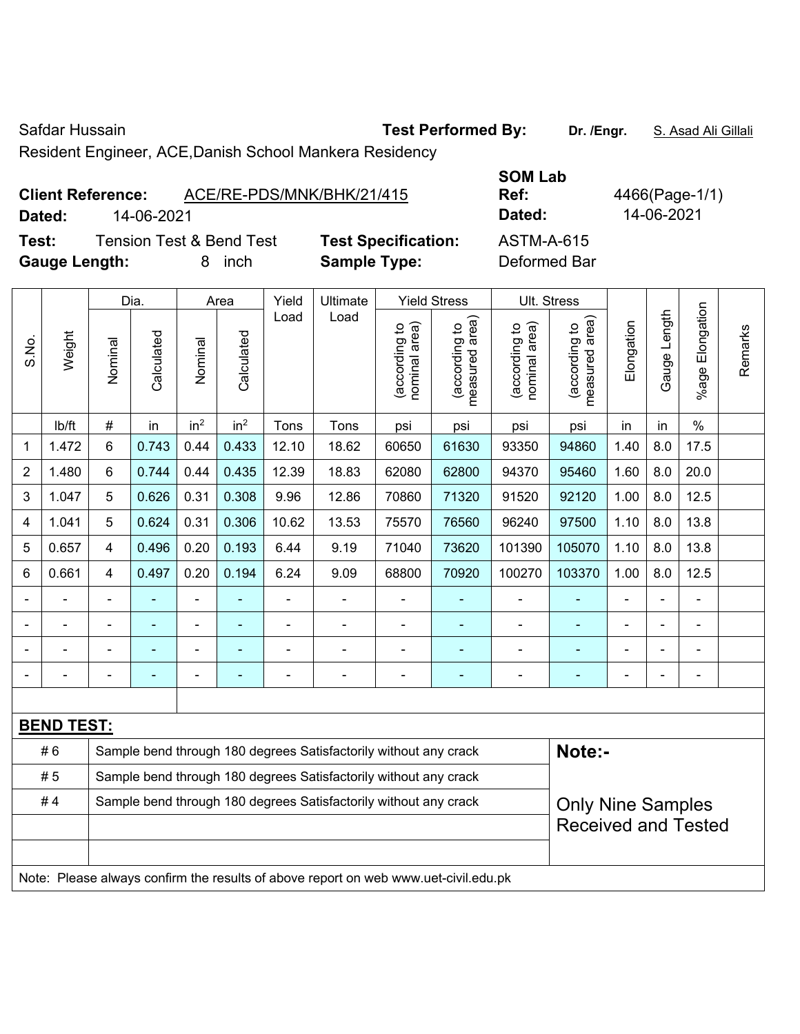Safdar Hussain

Resident Engineer, ACE,Danish School Mankera Residency

**Test Performed By:** **Dr. /Engr.** S. Asad Ali Gillali

**Client Reference:** ACE/RE-PDS/MNK/BHK/21/415

**Dated:** 14-06-2021

**SOM Lab Ref:** 4466(Page-1/1)

**Dated:** 14-06-2021

**Test:** Tension Test & Bend Test

**Test Specification:** ASTM-A-615

**Gauge Length:** 8 inch

**Sample Type:** Deformed Bar

| S.No. | Weight | Dia. | | Area | | Yield Load | Ultimate Load | Yield Stress | | Ult. Stress | | Elongation | Gauge Length | %age Elongation | Remarks |
|---|---|---|---|---|---|---|---|---|---|---|---|---|---|---|---|
| | | Nominal | Calculated | Nominal | Calculated | | | (according to nominal area) | (according to measured area) | (according to nominal area) | (according to measured area) | | | | |
| | lb/ft | # | in | $in^2$ | $in^2$ | Tons | Tons | psi | psi | psi | psi | in | in | % | |
| 1 | 1.472 | 6 | 0.743 | 0.44 | 0.433 | 12.10 | 18.62 | 60650 | 61630 | 93350 | 94860 | 1.40 | 8.0 | 17.5 | |
| 2 | 1.480 | 6 | 0.744 | 0.44 | 0.435 | 12.39 | 18.83 | 62080 | 62800 | 94370 | 95460 | 1.60 | 8.0 | 20.0 | |
| 3 | 1.047 | 5 | 0.626 | 0.31 | 0.308 | 9.96 | 12.86 | 70860 | 71320 | 91520 | 92120 | 1.00 | 8.0 | 12.5 | |
| 4 | 1.041 | 5 | 0.624 | 0.31 | 0.306 | 10.62 | 13.53 | 75570 | 76560 | 96240 | 97500 | 1.10 | 8.0 | 13.8 | |
| 5 | 0.657 | 4 | 0.496 | 0.20 | 0.193 | 6.44 | 9.19 | 71040 | 73620 | 101390 | 105070 | 1.10 | 8.0 | 13.8 | |
| 6 | 0.661 | 4 | 0.497 | 0.20 | 0.194 | 6.24 | 9.09 | 68800 | 70920 | 100270 | 103370 | 1.00 | 8.0 | 12.5 | |
| - | - | - | - | - | - | - | - | - | - | - | - | - | - | - | |
| - | - | - | - | - | - | - | - | - | - | - | - | - | - | - | |
| - | - | - | - | - | - | - | - | - | - | - | - | - | - | - | |
| - | - | - | - | - | - | - | - | - | - | - | - | - | - | - | |

**BEND TEST:**

| | |
|---|---|
| # 6 | Sample bend through 180 degrees Satisfactorily without any crack |
| # 5 | Sample bend through 180 degrees Satisfactorily without any crack |
| # 4 | Sample bend through 180 degrees Satisfactorily without any crack |

**Note:-**

Only Nine Samples Received and Tested

Note: Please always confirm the results of above report on web www.uet-civil.edu.pk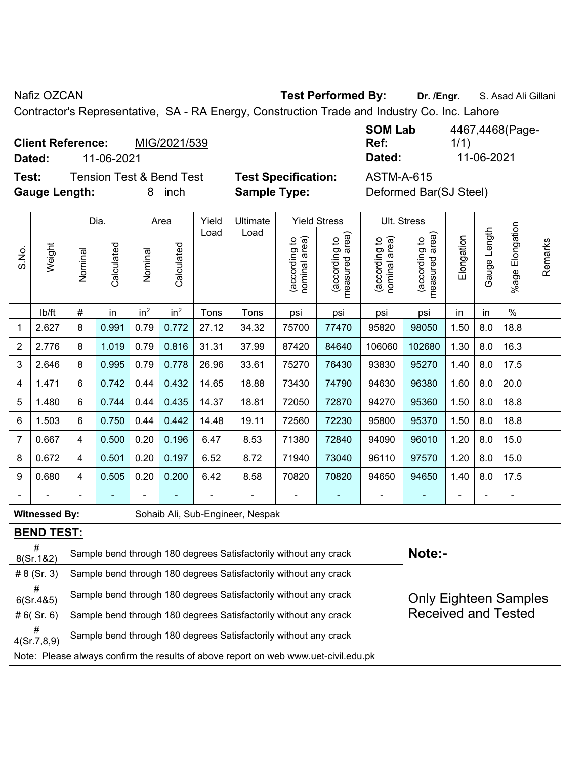Nafiz OZCAN **Test Performed By:** **Dr. /Engr.** S. Asad Ali Gillani

Contractor's Representative, SA - RA Energy, Construction Trade and Industry Co. Inc. Lahore

**Client Reference:** MIG/2021/539 **SOM Lab Ref:** 4467,4468(Page-1/1)

**Dated:** 11-06-2021 **Dated:** 11-06-2021

**Test:** Tension Test & Bend Test **Test Specification:** ASTM-A-615

**Gauge Length:** 8 inch **Sample Type:** Deformed Bar(SJ Steel)

| S.No. | Weight | Dia. | | Area | | Yield Load | Ultimate Load | Yield Stress | | Ult. Stress | | Elongation | Gauge Length | %age Elongation | Remarks |
|---|---|---|---|---|---|---|---|---|---|---|---|---|---|---|---|
| | | Nominal | Calculated | Nominal | Calculated | | | (according to nominal area) | (according to measured area) | (according to nominal area) | (according to measured area) | | | | |
| | lb/ft | # | in | $in^2$ | $in^2$ | Tons | Tons | psi | psi | psi | psi | in | in | % | |
| 1 | 2.627 | 8 | 0.991 | 0.79 | 0.772 | 27.12 | 34.32 | 75700 | 77470 | 95820 | 98050 | 1.50 | 8.0 | 18.8 | |
| 2 | 2.776 | 8 | 1.019 | 0.79 | 0.816 | 31.31 | 37.99 | 87420 | 84640 | 106060 | 102680 | 1.30 | 8.0 | 16.3 | |
| 3 | 2.646 | 8 | 0.995 | 0.79 | 0.778 | 26.96 | 33.61 | 75270 | 76430 | 93830 | 95270 | 1.40 | 8.0 | 17.5 | |
| 4 | 1.471 | 6 | 0.742 | 0.44 | 0.432 | 14.65 | 18.88 | 73430 | 74790 | 94630 | 96380 | 1.60 | 8.0 | 20.0 | |
| 5 | 1.480 | 6 | 0.744 | 0.44 | 0.435 | 14.37 | 18.81 | 72050 | 72870 | 94270 | 95360 | 1.50 | 8.0 | 18.8 | |
| 6 | 1.503 | 6 | 0.750 | 0.44 | 0.442 | 14.48 | 19.11 | 72560 | 72230 | 95800 | 95370 | 1.50 | 8.0 | 18.8 | |
| 7 | 0.667 | 4 | 0.500 | 0.20 | 0.196 | 6.47 | 8.53 | 71380 | 72840 | 94090 | 96010 | 1.20 | 8.0 | 15.0 | |
| 8 | 0.672 | 4 | 0.501 | 0.20 | 0.197 | 6.52 | 8.72 | 71940 | 73040 | 96110 | 97570 | 1.20 | 8.0 | 15.0 | |
| 9 | 0.680 | 4 | 0.505 | 0.20 | 0.200 | 6.42 | 8.58 | 70820 | 70820 | 94650 | 94650 | 1.40 | 8.0 | 17.5 | |
| - | - | - | - | - | - | - | - | - | - | - | - | - | - | - | |

**Witnessed By:** Sohaib Ali, Sub-Engineer, Nespak

**BEND TEST:**

| # | Result |
|---|---|
| # 8(Sr.1&2) | Sample bend through 180 degrees Satisfactorily without any crack |
| # 8 (Sr. 3) | Sample bend through 180 degrees Satisfactorily without any crack |
| # 6(Sr.4&5) | Sample bend through 180 degrees Satisfactorily without any crack |
| # 6( Sr. 6) | Sample bend through 180 degrees Satisfactorily without any crack |
| # 4(Sr.7,8,9) | Sample bend through 180 degrees Satisfactorily without any crack |

**Note:-**

Only Eighteen Samples Received and Tested

Note: Please always confirm the results of above report on web www.uet-civil.edu.pk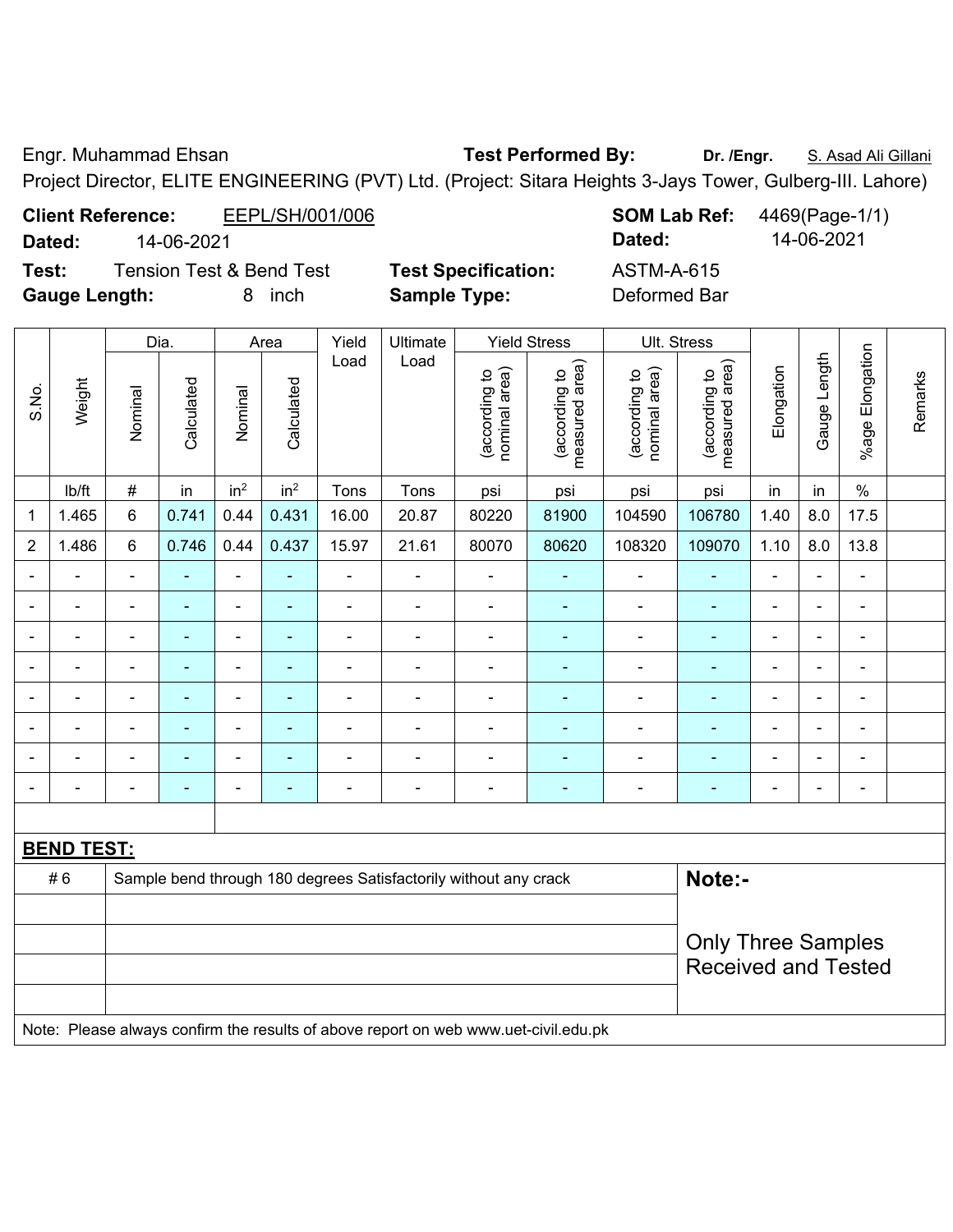Engr. Muhammad Ehsan **Test Performed By:** **Dr. /Engr.** S. Asad Ali Gillani

Project Director, ELITE ENGINEERING (PVT) Ltd. (Project: Sitara Heights 3-Jays Tower, Gulberg-III. Lahore)

**Client Reference:** EEPL/SH/001/006 **SOM Lab Ref:** 4469(Page-1/1)

**Dated:** 14-06-2021 **Dated:** 14-06-2021

**Test:** Tension Test & Bend Test **Test Specification:** ASTM-A-615

**Gauge Length:** 8 inch **Sample Type:** Deformed Bar

| S.No. | Weight | Dia. | | Area | | Yield Load | Ultimate Load | Yield Stress | | Ult. Stress | | Elongation | Gauge Length | %age Elongation | Remarks |
|---|---|---|---|---|---|---|---|---|---|---|---|---|---|---|---|
| | | Nominal | Calculated | Nominal | Calculated | | | (according to nominal area) | (according to measured area) | (according to nominal area) | (according to measured area) | | | | |
| | lb/ft | # | in | $in^2$ | $in^2$ | Tons | Tons | psi | psi | psi | psi | in | in | % | |
| 1 | 1.465 | 6 | 0.741 | 0.44 | 0.431 | 16.00 | 20.87 | 80220 | 81900 | 104590 | 106780 | 1.40 | 8.0 | 17.5 | |
| 2 | 1.486 | 6 | 0.746 | 0.44 | 0.437 | 15.97 | 21.61 | 80070 | 80620 | 108320 | 109070 | 1.10 | 8.0 | 13.8 | |
| - | - | - | - | - | - | - | - | - | - | - | - | - | - | - | |
| - | - | - | - | - | - | - | - | - | - | - | - | - | - | - | |
| - | - | - | - | - | - | - | - | - | - | - | - | - | - | - | |
| - | - | - | - | - | - | - | - | - | - | - | - | - | - | - | |
| - | - | - | - | - | - | - | - | - | - | - | - | - | - | - | |
| - | - | - | - | - | - | - | - | - | - | - | - | - | - | - | |
| - | - | - | - | - | - | - | - | - | - | - | - | - | - | - | |
| - | - | - | - | - | - | - | - | - | - | - | - | - | - | - | |

**BEND TEST:**

| | | |
|---|---|---|
| # 6 | Sample bend through 180 degrees Satisfactorily without any crack | **Note:-** |
| | | Only Three Samples Received and Tested |

Note: Please always confirm the results of above report on web www.uet-civil.edu.pk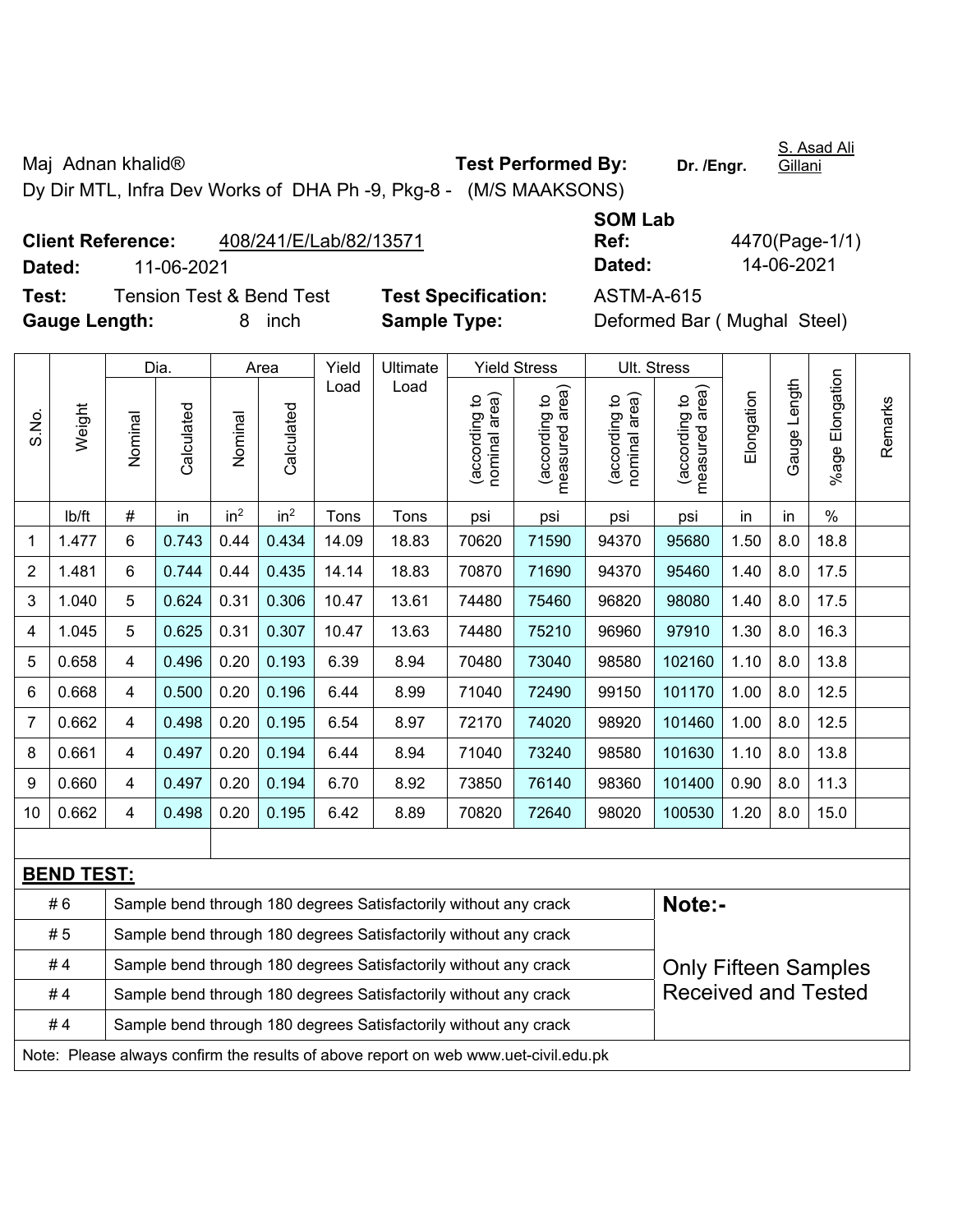Maj Adnan khalid®
Dy Dir MTL, Infra Dev Works of DHA Ph -9, Pkg-8 - (M/S MAAKSONS)

**Test Performed By:** Dr. /Engr. S. Asad Ali Gillani

**Client Reference:** 408/241/E/Lab/82/13571
**Dated:** 11-06-2021

**SOM Lab Ref:** 4470(Page-1/1)
**Dated:** 14-06-2021

**Test:** Tension Test & Bend Test
**Gauge Length:** 8 inch

**Test Specification:** ASTM-A-615
**Sample Type:** Deformed Bar ( Mughal Steel)

| S.No. | Weight | Dia. | | Area | | Yield Load | Ultimate Load | Yield Stress | | Ult. Stress | | Elongation | Gauge Length | %age Elongation | Remarks |
|---|---|---|---|---|---|---|---|---|---|---|---|---|---|---|---|
| | | Nominal | Calculated | Nominal | Calculated | | | (according to nominal area) | (according to measured area) | (according to nominal area) | (according to measured area) | | | | |
| | lb/ft | # | in | $in^2$ | $in^2$ | Tons | Tons | psi | psi | psi | psi | in | in | % | |
| 1 | 1.477 | 6 | 0.743 | 0.44 | 0.434 | 14.09 | 18.83 | 70620 | 71590 | 94370 | 95680 | 1.50 | 8.0 | 18.8 | |
| 2 | 1.481 | 6 | 0.744 | 0.44 | 0.435 | 14.14 | 18.83 | 70870 | 71690 | 94370 | 95460 | 1.40 | 8.0 | 17.5 | |
| 3 | 1.040 | 5 | 0.624 | 0.31 | 0.306 | 10.47 | 13.61 | 74480 | 75460 | 96820 | 98080 | 1.40 | 8.0 | 17.5 | |
| 4 | 1.045 | 5 | 0.625 | 0.31 | 0.307 | 10.47 | 13.63 | 74480 | 75210 | 96960 | 97910 | 1.30 | 8.0 | 16.3 | |
| 5 | 0.658 | 4 | 0.496 | 0.20 | 0.193 | 6.39 | 8.94 | 70480 | 73040 | 98580 | 102160 | 1.10 | 8.0 | 13.8 | |
| 6 | 0.668 | 4 | 0.500 | 0.20 | 0.196 | 6.44 | 8.99 | 71040 | 72490 | 99150 | 101170 | 1.00 | 8.0 | 12.5 | |
| 7 | 0.662 | 4 | 0.498 | 0.20 | 0.195 | 6.54 | 8.97 | 72170 | 74020 | 98920 | 101460 | 1.00 | 8.0 | 12.5 | |
| 8 | 0.661 | 4 | 0.497 | 0.20 | 0.194 | 6.44 | 8.94 | 71040 | 73240 | 98580 | 101630 | 1.10 | 8.0 | 13.8 | |
| 9 | 0.660 | 4 | 0.497 | 0.20 | 0.194 | 6.70 | 8.92 | 73850 | 76140 | 98360 | 101400 | 0.90 | 8.0 | 11.3 | |
| 10 | 0.662 | 4 | 0.498 | 0.20 | 0.195 | 6.42 | 8.89 | 70820 | 72640 | 98020 | 100530 | 1.20 | 8.0 | 15.0 | |

**BEND TEST:**

| Bar | Result |
|---|---|
| # 6 | Sample bend through 180 degrees Satisfactorily without any crack |
| # 5 | Sample bend through 180 degrees Satisfactorily without any crack |
| # 4 | Sample bend through 180 degrees Satisfactorily without any crack |
| # 4 | Sample bend through 180 degrees Satisfactorily without any crack |
| # 4 | Sample bend through 180 degrees Satisfactorily without any crack |

**Note:-**

Only Fifteen Samples Received and Tested

Note: Please always confirm the results of above report on web www.uet-civil.edu.pk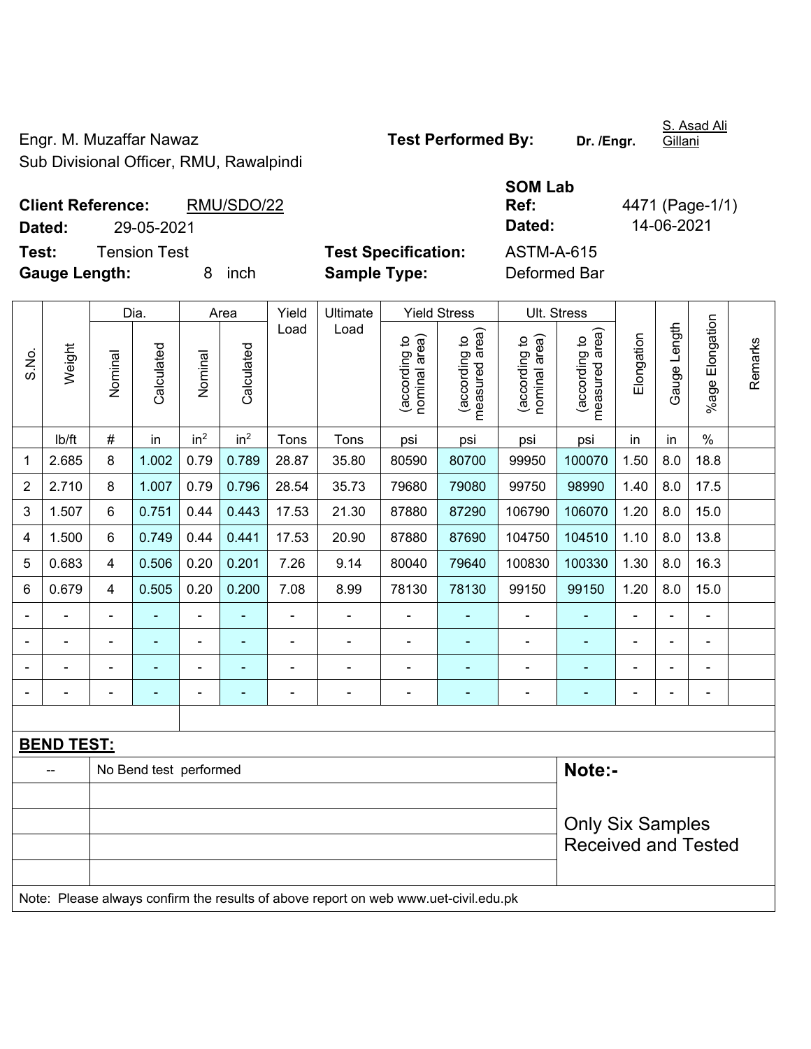Engr. M. Muzaffar Nawaz
Sub Divisional Officer, RMU, Rawalpindi

**Test Performed By:** **Dr. /Engr.** S. Asad Ali Gillani

**Client Reference:** RMU/SDO/22
**Dated:** 29-05-2021

**SOM Lab Ref:** 4471 (Page-1/1)
**Dated:** 14-06-2021

**Test:** Tension Test
**Gauge Length:** 8 inch

**Test Specification:** ASTM-A-615
**Sample Type:** Deformed Bar

| S.No. | Weight | Dia. | | Area | | Yield Load | Ultimate Load | Yield Stress | | Ult. Stress | | Elongation | Gauge Length | %age Elongation | Remarks |
|---|---|---|---|---|---|---|---|---|---|---|---|---|---|---|---|
| | | Nominal | Calculated | Nominal | Calculated | | | (according to nominal area) | (according to measured area) | (according to nominal area) | (according to measured area) | | | | |
| | lb/ft | # | in | $in^2$ | $in^2$ | Tons | Tons | psi | psi | psi | psi | in | in | % | |
| 1 | 2.685 | 8 | 1.002 | 0.79 | 0.789 | 28.87 | 35.80 | 80590 | 80700 | 99950 | 100070 | 1.50 | 8.0 | 18.8 | |
| 2 | 2.710 | 8 | 1.007 | 0.79 | 0.796 | 28.54 | 35.73 | 79680 | 79080 | 99750 | 98990 | 1.40 | 8.0 | 17.5 | |
| 3 | 1.507 | 6 | 0.751 | 0.44 | 0.443 | 17.53 | 21.30 | 87880 | 87290 | 106790 | 106070 | 1.20 | 8.0 | 15.0 | |
| 4 | 1.500 | 6 | 0.749 | 0.44 | 0.441 | 17.53 | 20.90 | 87880 | 87690 | 104750 | 104510 | 1.10 | 8.0 | 13.8 | |
| 5 | 0.683 | 4 | 0.506 | 0.20 | 0.201 | 7.26 | 9.14 | 80040 | 79640 | 100830 | 100330 | 1.30 | 8.0 | 16.3 | |
| 6 | 0.679 | 4 | 0.505 | 0.20 | 0.200 | 7.08 | 8.99 | 78130 | 78130 | 99150 | 99150 | 1.20 | 8.0 | 15.0 | |
| - | - | - | - | - | - | - | - | - | - | - | - | - | - | - | |
| - | - | - | - | - | - | - | - | - | - | - | - | - | - | - | |
| - | - | - | - | - | - | - | - | - | - | - | - | - | - | - | |
| - | - | - | - | - | - | - | - | - | - | - | - | - | - | - | |

**BEND TEST:**

| -- | No Bend test performed |
|---|---|

**Note:-**

Only Six Samples Received and Tested

Note: Please always confirm the results of above report on web www.uet-civil.edu.pk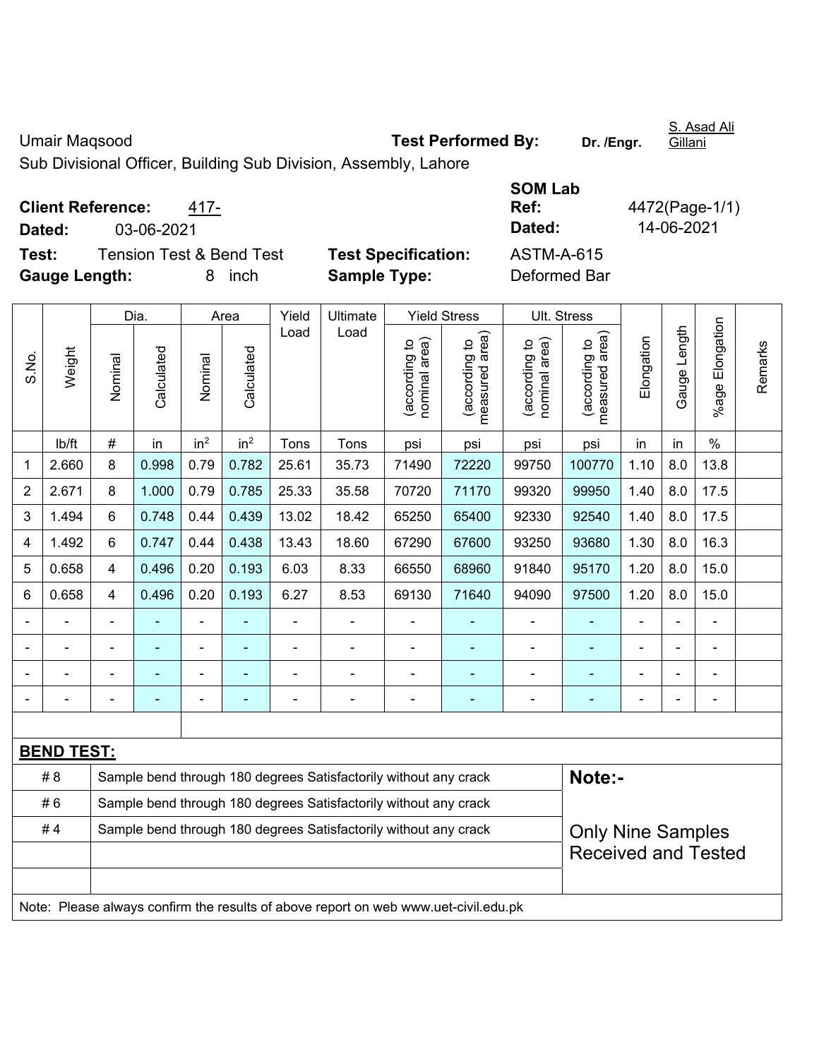Umair Maqsood

Sub Divisional Officer, Building Sub Division, Assembly, Lahore

**Test Performed By:** **Dr. /Engr.** S. Asad Ali Gillani

**Client Reference:** 417-

**Dated:** 03-06-2021

**SOM Lab Ref:** 4472(Page-1/1)

**Dated:** 14-06-2021

**Test:** Tension Test & Bend Test

**Test Specification:** ASTM-A-615

**Gauge Length:** 8 inch

**Sample Type:** Deformed Bar

| S.No. | Weight | Dia. | | Area | | Yield Load | Ultimate Load | Yield Stress | | Ult. Stress | | Elongation | Gauge Length | %age Elongation | Remarks |
|---|---|---|---|---|---|---|---|---|---|---|---|---|---|---|---|
| | | Nominal | Calculated | Nominal | Calculated | | | (according to nominal area) | (according to measured area) | (according to nominal area) | (according to measured area) | | | | |
| | lb/ft | # | in | $in^2$ | $in^2$ | Tons | Tons | psi | psi | psi | psi | in | in | % | |
| 1 | 2.660 | 8 | 0.998 | 0.79 | 0.782 | 25.61 | 35.73 | 71490 | 72220 | 99750 | 100770 | 1.10 | 8.0 | 13.8 | |
| 2 | 2.671 | 8 | 1.000 | 0.79 | 0.785 | 25.33 | 35.58 | 70720 | 71170 | 99320 | 99950 | 1.40 | 8.0 | 17.5 | |
| 3 | 1.494 | 6 | 0.748 | 0.44 | 0.439 | 13.02 | 18.42 | 65250 | 65400 | 92330 | 92540 | 1.40 | 8.0 | 17.5 | |
| 4 | 1.492 | 6 | 0.747 | 0.44 | 0.438 | 13.43 | 18.60 | 67290 | 67600 | 93250 | 93680 | 1.30 | 8.0 | 16.3 | |
| 5 | 0.658 | 4 | 0.496 | 0.20 | 0.193 | 6.03 | 8.33 | 66550 | 68960 | 91840 | 95170 | 1.20 | 8.0 | 15.0 | |
| 6 | 0.658 | 4 | 0.496 | 0.20 | 0.193 | 6.27 | 8.53 | 69130 | 71640 | 94090 | 97500 | 1.20 | 8.0 | 15.0 | |
| - | - | - | - | - | - | - | - | - | - | - | - | - | - | - | |
| - | - | - | - | - | - | - | - | - | - | - | - | - | - | - | |
| - | - | - | - | - | - | - | - | - | - | - | - | - | - | - | |
| - | - | - | - | - | - | - | - | - | - | - | - | - | - | - | |

**BEND TEST:**

| | | |
|---|---|---|
| # 8 | Sample bend through 180 degrees Satisfactorily without any crack | **Note:-** |
| # 6 | Sample bend through 180 degrees Satisfactorily without any crack | |
| # 4 | Sample bend through 180 degrees Satisfactorily without any crack | Only Nine Samples Received and Tested |
| | | |
| | | |

Note: Please always confirm the results of above report on web www.uet-civil.edu.pk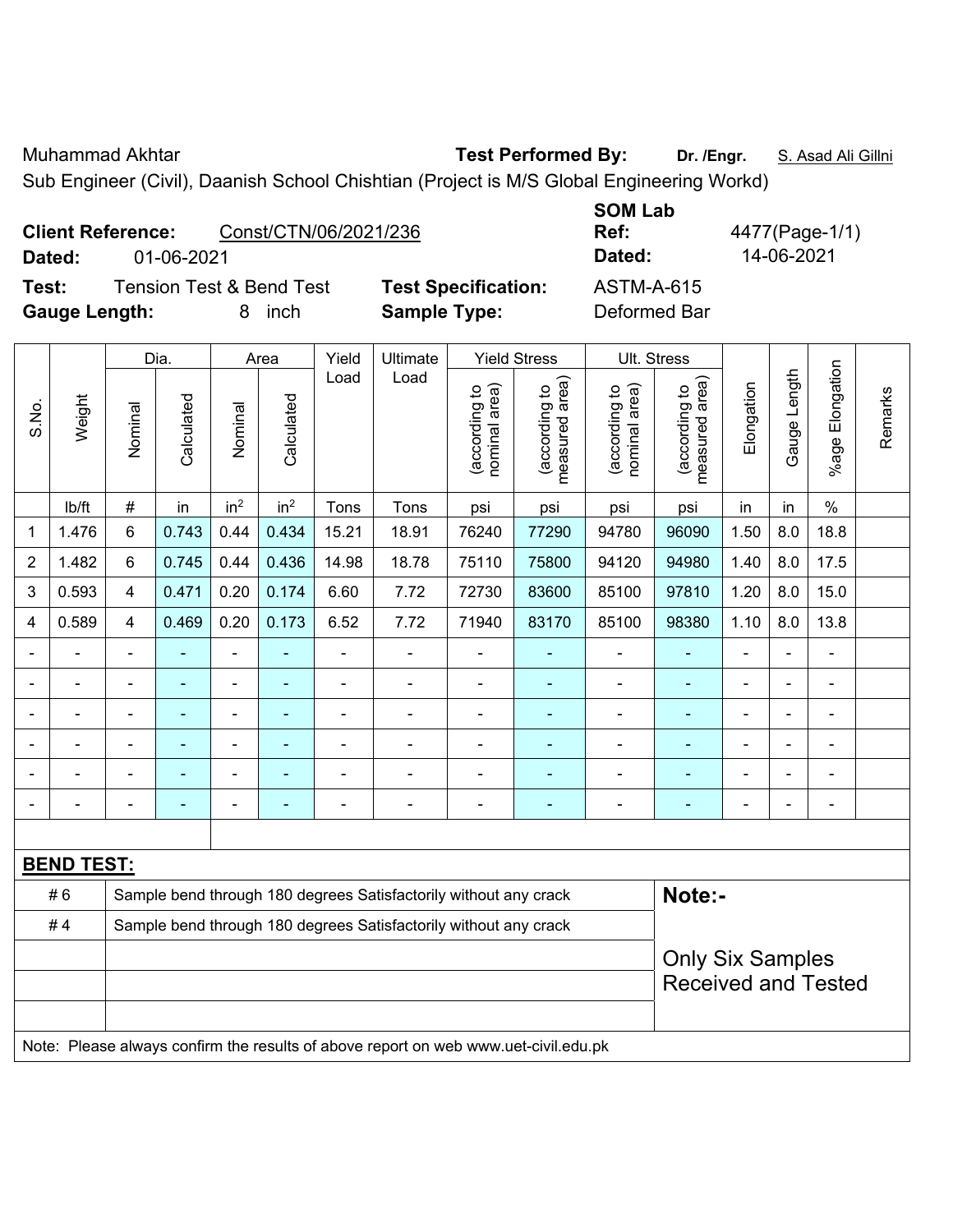Muhammad Akhtar **Test Performed By:** **Dr. /Engr.** S. Asad Ali Gillni

Sub Engineer (Civil), Daanish School Chishtian (Project is M/S Global Engineering Workd)

**Client Reference:** Const/CTN/06/2021/236 **SOM Lab Ref:** 4477(Page-1/1)

**Dated:** 01-06-2021 **Dated:** 14-06-2021

**Test:** Tension Test & Bend Test **Test Specification:** ASTM-A-615

**Gauge Length:** 8 inch **Sample Type:** Deformed Bar

| S.No. | Weight | Dia. | | Area | | Yield Load | Ultimate Load | Yield Stress | | Ult. Stress | | Elongation | Gauge Length | %age Elongation | Remarks |
|---|---|---|---|---|---|---|---|---|---|---|---|---|---|---|---|
| | | Nominal | Calculated | Nominal | Calculated | | | (according to nominal area) | (according to measured area) | (according to nominal area) | (according to measured area) | | | | |
| | lb/ft | # | in | $in^2$ | $in^2$ | Tons | Tons | psi | psi | psi | psi | in | in | % | |
| 1 | 1.476 | 6 | 0.743 | 0.44 | 0.434 | 15.21 | 18.91 | 76240 | 77290 | 94780 | 96090 | 1.50 | 8.0 | 18.8 | |
| 2 | 1.482 | 6 | 0.745 | 0.44 | 0.436 | 14.98 | 18.78 | 75110 | 75800 | 94120 | 94980 | 1.40 | 8.0 | 17.5 | |
| 3 | 0.593 | 4 | 0.471 | 0.20 | 0.174 | 6.60 | 7.72 | 72730 | 83600 | 85100 | 97810 | 1.20 | 8.0 | 15.0 | |
| 4 | 0.589 | 4 | 0.469 | 0.20 | 0.173 | 6.52 | 7.72 | 71940 | 83170 | 85100 | 98380 | 1.10 | 8.0 | 13.8 | |
| - | - | - | - | - | - | - | - | - | - | - | - | - | - | - | |
| - | - | - | - | - | - | - | - | - | - | - | - | - | - | - | |
| - | - | - | - | - | - | - | - | - | - | - | - | - | - | - | |
| - | - | - | - | - | - | - | - | - | - | - | - | - | - | - | |
| - | - | - | - | - | - | - | - | - | - | - | - | - | - | - | |
| - | - | - | - | - | - | - | - | - | - | - | - | - | - | - | |

**BEND TEST:**

| | | |
|---|---|---|
| # 6 | Sample bend through 180 degrees Satisfactorily without any crack | **Note:-** |
| # 4 | Sample bend through 180 degrees Satisfactorily without any crack | |
| | | Only Six Samples Received and Tested |

Note: Please always confirm the results of above report on web www.uet-civil.edu.pk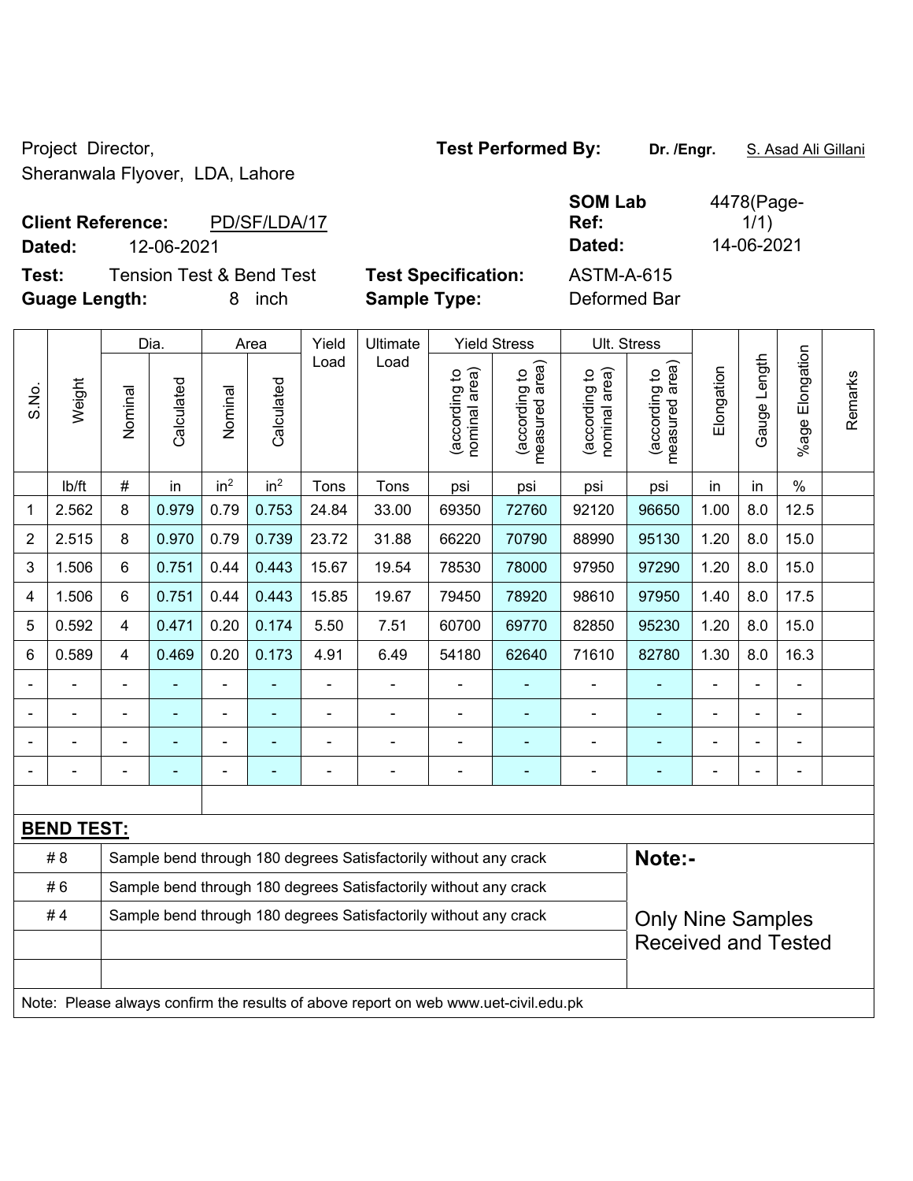Project Director,
Sheranwala Flyover, LDA, Lahore

**Test Performed By:** **Dr. /Engr.** S. Asad Ali Gillani

**Client Reference:** PD/SF/LDA/17
**Dated:** 12-06-2021

**SOM Lab Ref:** 4478(Page-1/1)
**Dated:** 14-06-2021

**Test:** Tension Test & Bend Test
**Guage Length:** 8 inch

**Test Specification:** ASTM-A-615
**Sample Type:** Deformed Bar

| S.No. | Weight | Dia. | | Area | | Yield Load | Ultimate Load | Yield Stress | | Ult. Stress | | Elongation | Gauge Length | %age Elongation | Remarks |
|---|---|---|---|---|---|---|---|---|---|---|---|---|---|---|---|
| | | Nominal | Calculated | Nominal | Calculated | | | (according to nominal area) | (according to measured area) | (according to nominal area) | (according to measured area) | | | | |
| | lb/ft | # | in | $in^2$ | $in^2$ | Tons | Tons | psi | psi | psi | psi | in | in | % | |
| 1 | 2.562 | 8 | 0.979 | 0.79 | 0.753 | 24.84 | 33.00 | 69350 | 72760 | 92120 | 96650 | 1.00 | 8.0 | 12.5 | |
| 2 | 2.515 | 8 | 0.970 | 0.79 | 0.739 | 23.72 | 31.88 | 66220 | 70790 | 88990 | 95130 | 1.20 | 8.0 | 15.0 | |
| 3 | 1.506 | 6 | 0.751 | 0.44 | 0.443 | 15.67 | 19.54 | 78530 | 78000 | 97950 | 97290 | 1.20 | 8.0 | 15.0 | |
| 4 | 1.506 | 6 | 0.751 | 0.44 | 0.443 | 15.85 | 19.67 | 79450 | 78920 | 98610 | 97950 | 1.40 | 8.0 | 17.5 | |
| 5 | 0.592 | 4 | 0.471 | 0.20 | 0.174 | 5.50 | 7.51 | 60700 | 69770 | 82850 | 95230 | 1.20 | 8.0 | 15.0 | |
| 6 | 0.589 | 4 | 0.469 | 0.20 | 0.173 | 4.91 | 6.49 | 54180 | 62640 | 71610 | 82780 | 1.30 | 8.0 | 16.3 | |
| - | - | - | - | - | - | - | - | - | - | - | - | - | - | - | |
| - | - | - | - | - | - | - | - | - | - | - | - | - | - | - | |
| - | - | - | - | - | - | - | - | - | - | - | - | - | - | - | |
| - | - | - | - | - | - | - | - | - | - | - | - | - | - | - | |

**BEND TEST:**

| | | |
|---|---|---|
| # 8 | Sample bend through 180 degrees Satisfactorily without any crack | **Note:-** |
| # 6 | Sample bend through 180 degrees Satisfactorily without any crack | |
| # 4 | Sample bend through 180 degrees Satisfactorily without any crack | Only Nine Samples Received and Tested |

Note: Please always confirm the results of above report on web www.uet-civil.edu.pk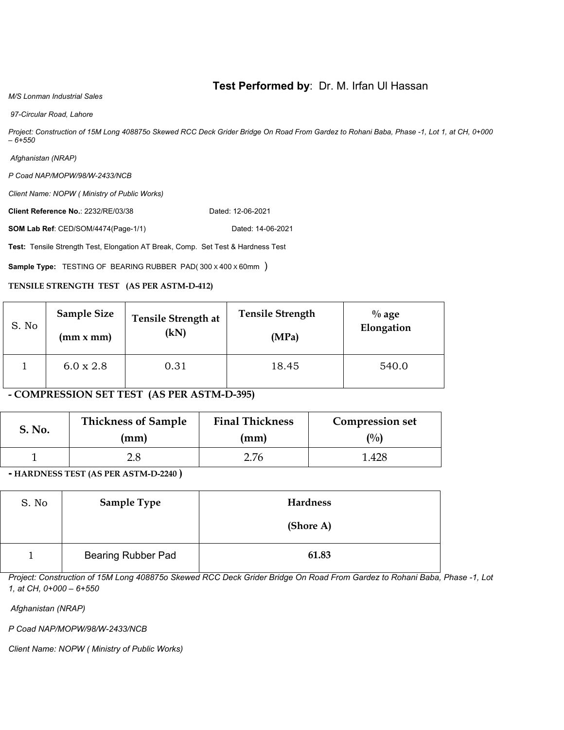**Test Performed by**: Dr. M. Irfan Ul Hassan

*M/S Lonman Industrial Sales*

*97-Circular Road, Lahore*

*Project: Construction of 15M Long 408875o Skewed RCC Deck Grider Bridge On Road From Gardez to Rohani Baba, Phase -1, Lot 1, at CH, 0+000 – 6+550*

*Afghanistan (NRAP)*

*P Coad NAP/MOPW/98/W-2433/NCB*

*Client Name: NOPW ( Ministry of Public Works)*

**Client Reference No.**: 2232/RE/03/38 Dated: 12-06-2021

**SOM Lab Ref**: CED/SOM/4474(Page-1/1) Dated: 14-06-2021

**Test:** Tensile Strength Test, Elongation AT Break, Comp. Set Test & Hardness Test

**Sample Type:** TESTING OF BEARING RUBBER PAD( 300 x 400 x 60mm )

**TENSILE STRENGTH TEST (AS PER ASTM-D-412)**

| S. No | **Sample Size (mm x mm)** | **Tensile Strength at (kN)** | **Tensile Strength (MPa)** | **% age Elongation** |
|---|---|---|---|---|
| 1 | 6.0 x 2.8 | 0.31 | 18.45 | 540.0 |

**- COMPRESSION SET TEST (AS PER ASTM-D-395)**

| **S. No.** | **Thickness of Sample (mm)** | **Final Thickness (mm)** | **Compression set (%)** |
|---|---|---|---|
| 1 | 2.8 | 2.76 | 1.428 |

**- HARDNESS TEST (AS PER ASTM-D-2240 )**

| S. No | **Sample Type** | **Hardness (Shore A)** |
|---|---|---|
| 1 | Bearing Rubber Pad | **61.83** |

*Project: Construction of 15M Long 408875o Skewed RCC Deck Grider Bridge On Road From Gardez to Rohani Baba, Phase -1, Lot 1, at CH, 0+000 – 6+550*

*Afghanistan (NRAP)*

*P Coad NAP/MOPW/98/W-2433/NCB*

*Client Name: NOPW ( Ministry of Public Works)*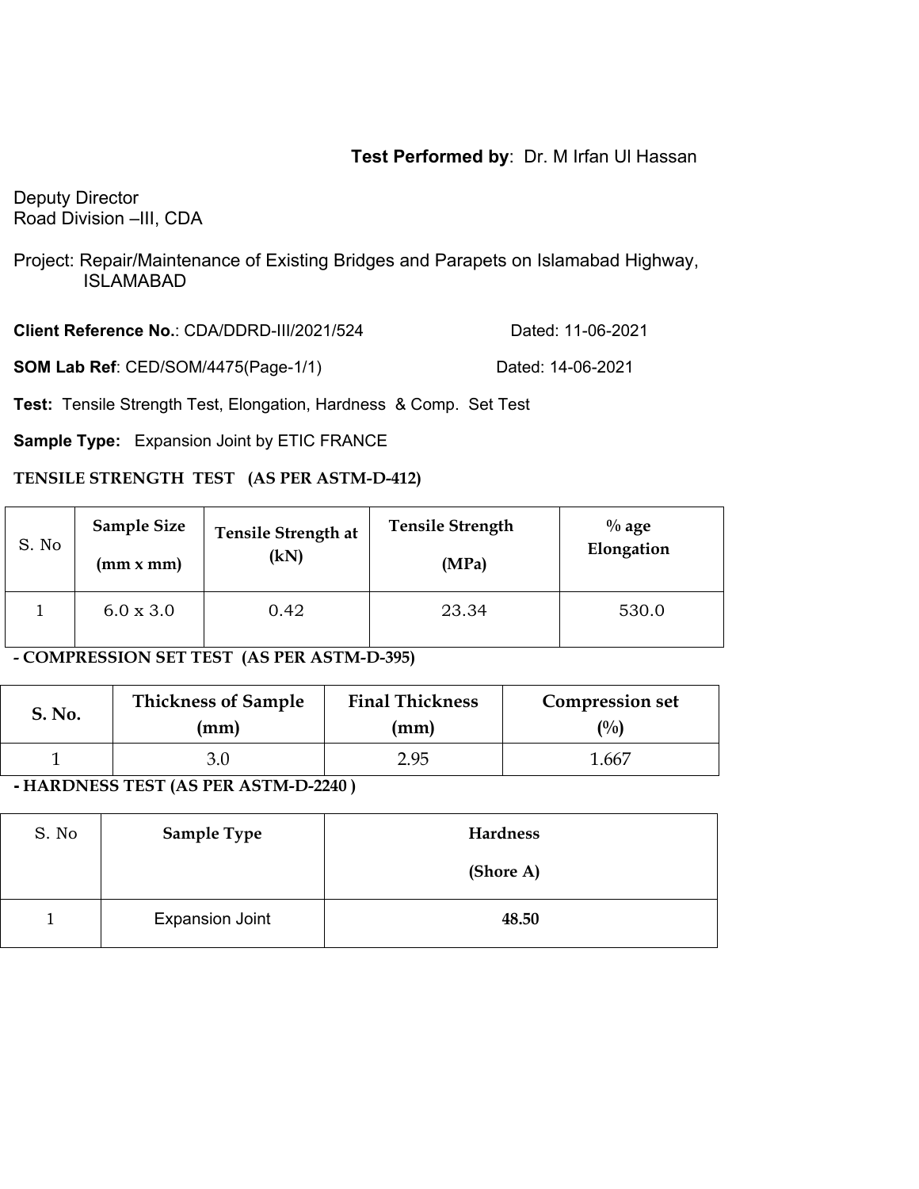**Test Performed by**: Dr. M Irfan Ul Hassan

Deputy Director
Road Division –III, CDA

Project: Repair/Maintenance of Existing Bridges and Parapets on Islamabad Highway, ISLAMABAD

**Client Reference No.**: CDA/DDRD-III/2021/524 Dated: 11-06-2021

**SOM Lab Ref**: CED/SOM/4475(Page-1/1) Dated: 14-06-2021

**Test:** Tensile Strength Test, Elongation, Hardness & Comp. Set Test

**Sample Type:** Expansion Joint by ETIC FRANCE

**TENSILE STRENGTH TEST (AS PER ASTM-D-412)**

| S. No | Sample Size (mm x mm) | Tensile Strength at (kN) | Tensile Strength (MPa) | % age Elongation |
|---|---|---|---|---|
| 1 | 6.0 x 3.0 | 0.42 | 23.34 | 530.0 |

**- COMPRESSION SET TEST (AS PER ASTM-D-395)**

| S. No. | Thickness of Sample (mm) | Final Thickness (mm) | Compression set (%) |
|---|---|---|---|
| 1 | 3.0 | 2.95 | 1.667 |

**- HARDNESS TEST (AS PER ASTM-D-2240 )**

| S. No | Sample Type | Hardness (Shore A) |
|---|---|---|
| 1 | Expansion Joint | **48.50** |